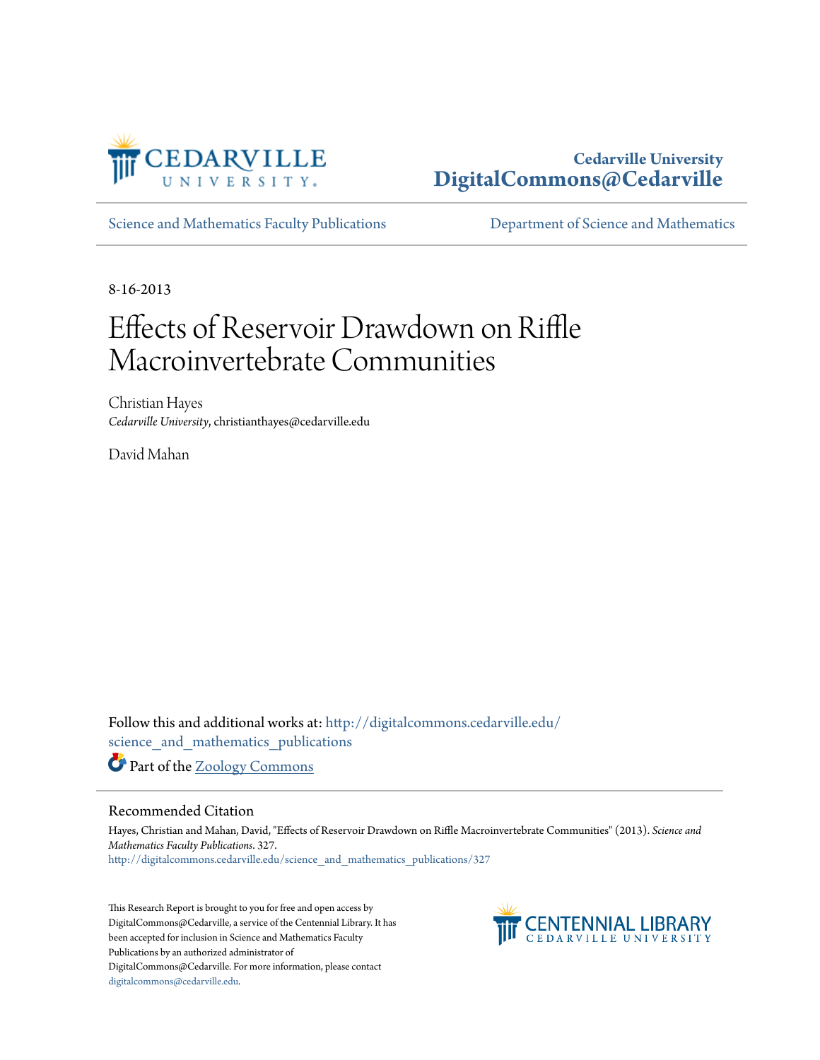Cedarville University
DigitalCommons@Cedarville

Science and Mathematics Faculty Publications | Department of Science and Mathematics

8-16-2013

# Effects of Reservoir Drawdown on Riffle Macroinvertebrate Communities

Christian Hayes
*Cedarville University*, christianthayes@cedarville.edu

David Mahan

Follow this and additional works at: http://digitalcommons.cedarville.edu/science_and_mathematics_publications

Part of the Zoology Commons

## Recommended Citation

Hayes, Christian and Mahan, David, "Effects of Reservoir Drawdown on Riffle Macroinvertebrate Communities" (2013). *Science and Mathematics Faculty Publications*. 327.
http://digitalcommons.cedarville.edu/science_and_mathematics_publications/327

This Research Report is brought to you for free and open access by DigitalCommons@Cedarville, a service of the Centennial Library. It has been accepted for inclusion in Science and Mathematics Faculty Publications by an authorized administrator of DigitalCommons@Cedarville. For more information, please contact digitalcommons@cedarville.edu.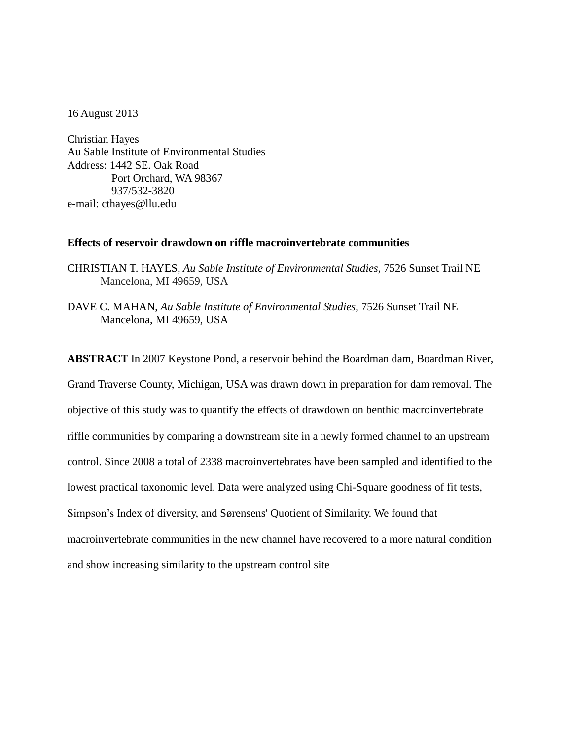16 August 2013

Christian Hayes
Au Sable Institute of Environmental Studies
Address: 1442 SE. Oak Road
Port Orchard, WA 98367
937/532-3820
e-mail: cthayes@llu.edu

**Effects of reservoir drawdown on riffle macroinvertebrate communities**

CHRISTIAN T. HAYES, *Au Sable Institute of Environmental Studies*, 7526 Sunset Trail NE Mancelona, MI 49659, USA

DAVE C. MAHAN, *Au Sable Institute of Environmental Studies*, 7526 Sunset Trail NE Mancelona, MI 49659, USA

**ABSTRACT** In 2007 Keystone Pond, a reservoir behind the Boardman dam, Boardman River, Grand Traverse County, Michigan, USA was drawn down in preparation for dam removal. The objective of this study was to quantify the effects of drawdown on benthic macroinvertebrate riffle communities by comparing a downstream site in a newly formed channel to an upstream control. Since 2008 a total of 2338 macroinvertebrates have been sampled and identified to the lowest practical taxonomic level. Data were analyzed using Chi-Square goodness of fit tests, Simpson's Index of diversity, and Sørensens' Quotient of Similarity. We found that macroinvertebrate communities in the new channel have recovered to a more natural condition and show increasing similarity to the upstream control site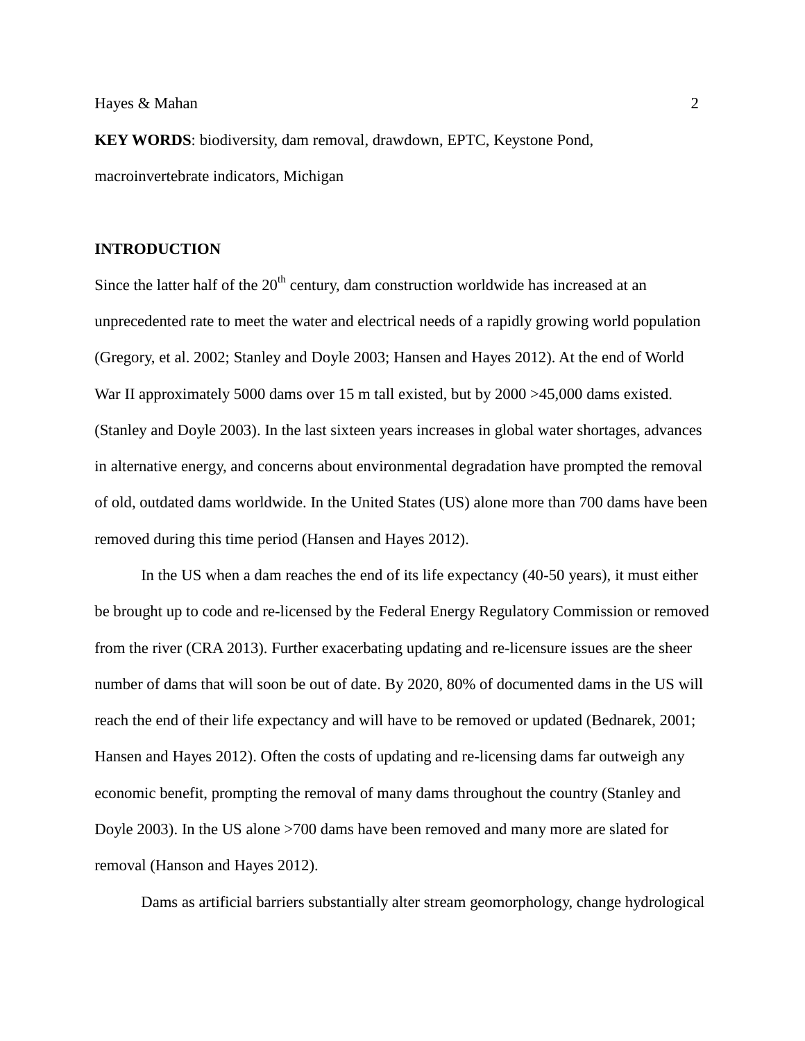**KEY WORDS**: biodiversity, dam removal, drawdown, EPTC, Keystone Pond, macroinvertebrate indicators, Michigan

## INTRODUCTION

Since the latter half of the 20th century, dam construction worldwide has increased at an unprecedented rate to meet the water and electrical needs of a rapidly growing world population (Gregory, et al. 2002; Stanley and Doyle 2003; Hansen and Hayes 2012). At the end of World War II approximately 5000 dams over 15 m tall existed, but by 2000 >45,000 dams existed. (Stanley and Doyle 2003). In the last sixteen years increases in global water shortages, advances in alternative energy, and concerns about environmental degradation have prompted the removal of old, outdated dams worldwide. In the United States (US) alone more than 700 dams have been removed during this time period (Hansen and Hayes 2012).

In the US when a dam reaches the end of its life expectancy (40-50 years), it must either be brought up to code and re-licensed by the Federal Energy Regulatory Commission or removed from the river (CRA 2013). Further exacerbating updating and re-licensure issues are the sheer number of dams that will soon be out of date. By 2020, 80% of documented dams in the US will reach the end of their life expectancy and will have to be removed or updated (Bednarek, 2001; Hansen and Hayes 2012). Often the costs of updating and re-licensing dams far outweigh any economic benefit, prompting the removal of many dams throughout the country (Stanley and Doyle 2003). In the US alone >700 dams have been removed and many more are slated for removal (Hanson and Hayes 2012).

Dams as artificial barriers substantially alter stream geomorphology, change hydrological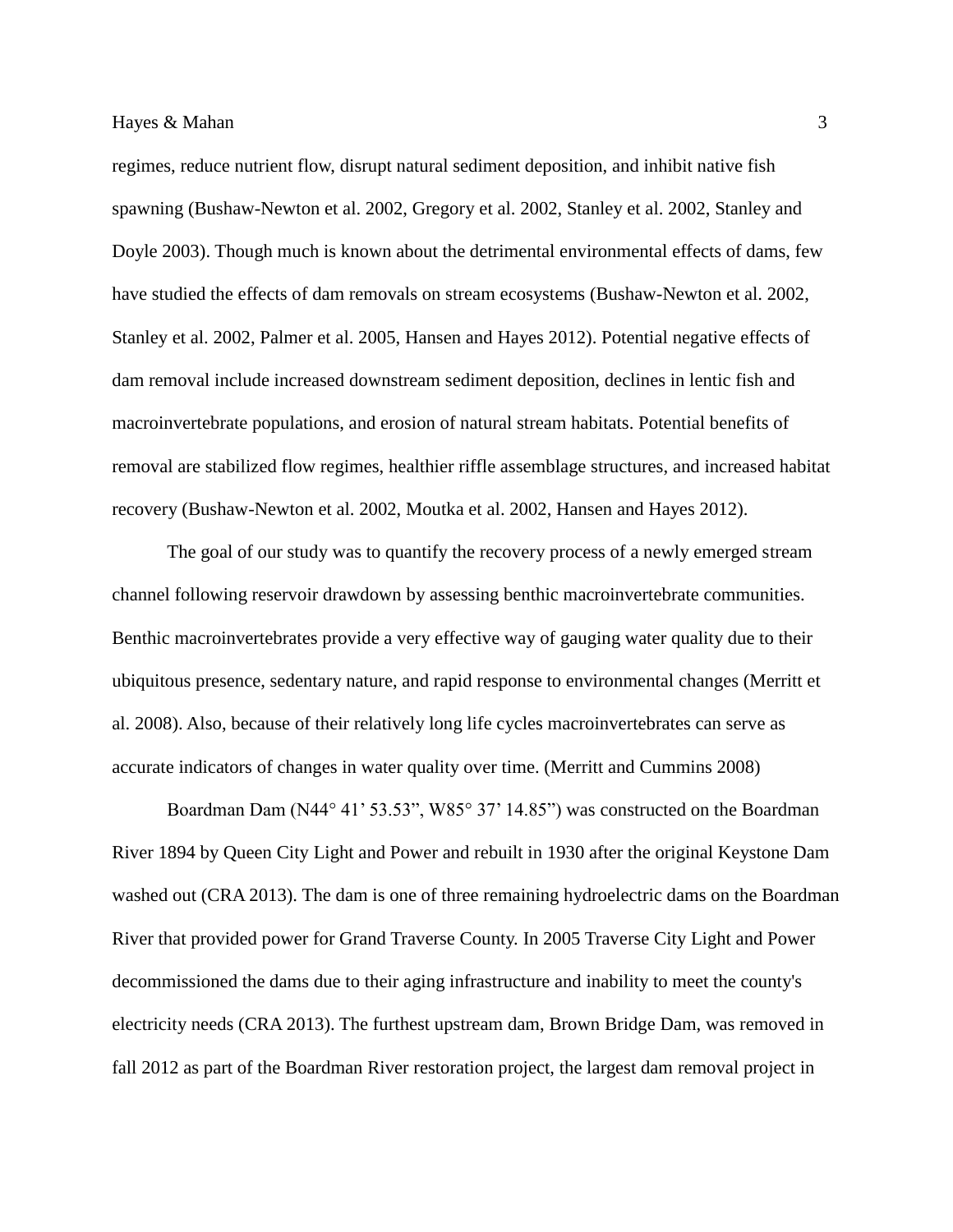regimes, reduce nutrient flow, disrupt natural sediment deposition, and inhibit native fish spawning (Bushaw-Newton et al. 2002, Gregory et al. 2002, Stanley et al. 2002, Stanley and Doyle 2003). Though much is known about the detrimental environmental effects of dams, few have studied the effects of dam removals on stream ecosystems (Bushaw-Newton et al. 2002, Stanley et al. 2002, Palmer et al. 2005, Hansen and Hayes 2012). Potential negative effects of dam removal include increased downstream sediment deposition, declines in lentic fish and macroinvertebrate populations, and erosion of natural stream habitats. Potential benefits of removal are stabilized flow regimes, healthier riffle assemblage structures, and increased habitat recovery (Bushaw-Newton et al. 2002, Moutka et al. 2002, Hansen and Hayes 2012).

The goal of our study was to quantify the recovery process of a newly emerged stream channel following reservoir drawdown by assessing benthic macroinvertebrate communities. Benthic macroinvertebrates provide a very effective way of gauging water quality due to their ubiquitous presence, sedentary nature, and rapid response to environmental changes (Merritt et al. 2008). Also, because of their relatively long life cycles macroinvertebrates can serve as accurate indicators of changes in water quality over time. (Merritt and Cummins 2008)

Boardman Dam (N44° 41' 53.53", W85° 37' 14.85") was constructed on the Boardman River 1894 by Queen City Light and Power and rebuilt in 1930 after the original Keystone Dam washed out (CRA 2013). The dam is one of three remaining hydroelectric dams on the Boardman River that provided power for Grand Traverse County. In 2005 Traverse City Light and Power decommissioned the dams due to their aging infrastructure and inability to meet the county's electricity needs (CRA 2013). The furthest upstream dam, Brown Bridge Dam, was removed in fall 2012 as part of the Boardman River restoration project, the largest dam removal project in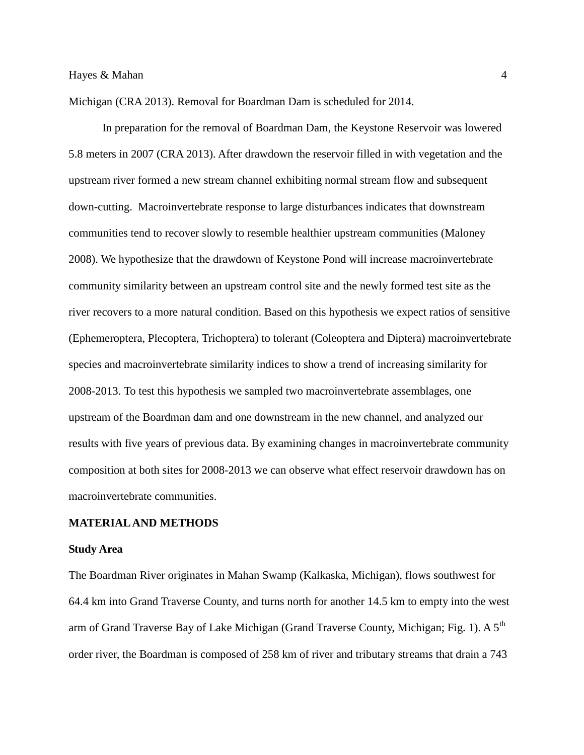Michigan (CRA 2013). Removal for Boardman Dam is scheduled for 2014.

In preparation for the removal of Boardman Dam, the Keystone Reservoir was lowered 5.8 meters in 2007 (CRA 2013). After drawdown the reservoir filled in with vegetation and the upstream river formed a new stream channel exhibiting normal stream flow and subsequent down-cutting. Macroinvertebrate response to large disturbances indicates that downstream communities tend to recover slowly to resemble healthier upstream communities (Maloney 2008). We hypothesize that the drawdown of Keystone Pond will increase macroinvertebrate community similarity between an upstream control site and the newly formed test site as the river recovers to a more natural condition. Based on this hypothesis we expect ratios of sensitive (Ephemeroptera, Plecoptera, Trichoptera) to tolerant (Coleoptera and Diptera) macroinvertebrate species and macroinvertebrate similarity indices to show a trend of increasing similarity for 2008-2013. To test this hypothesis we sampled two macroinvertebrate assemblages, one upstream of the Boardman dam and one downstream in the new channel, and analyzed our results with five years of previous data. By examining changes in macroinvertebrate community composition at both sites for 2008-2013 we can observe what effect reservoir drawdown has on macroinvertebrate communities.

## MATERIAL AND METHODS

### Study Area

The Boardman River originates in Mahan Swamp (Kalkaska, Michigan), flows southwest for 64.4 km into Grand Traverse County, and turns north for another 14.5 km to empty into the west arm of Grand Traverse Bay of Lake Michigan (Grand Traverse County, Michigan; Fig. 1). A 5$^{th}$ order river, the Boardman is composed of 258 km of river and tributary streams that drain a 743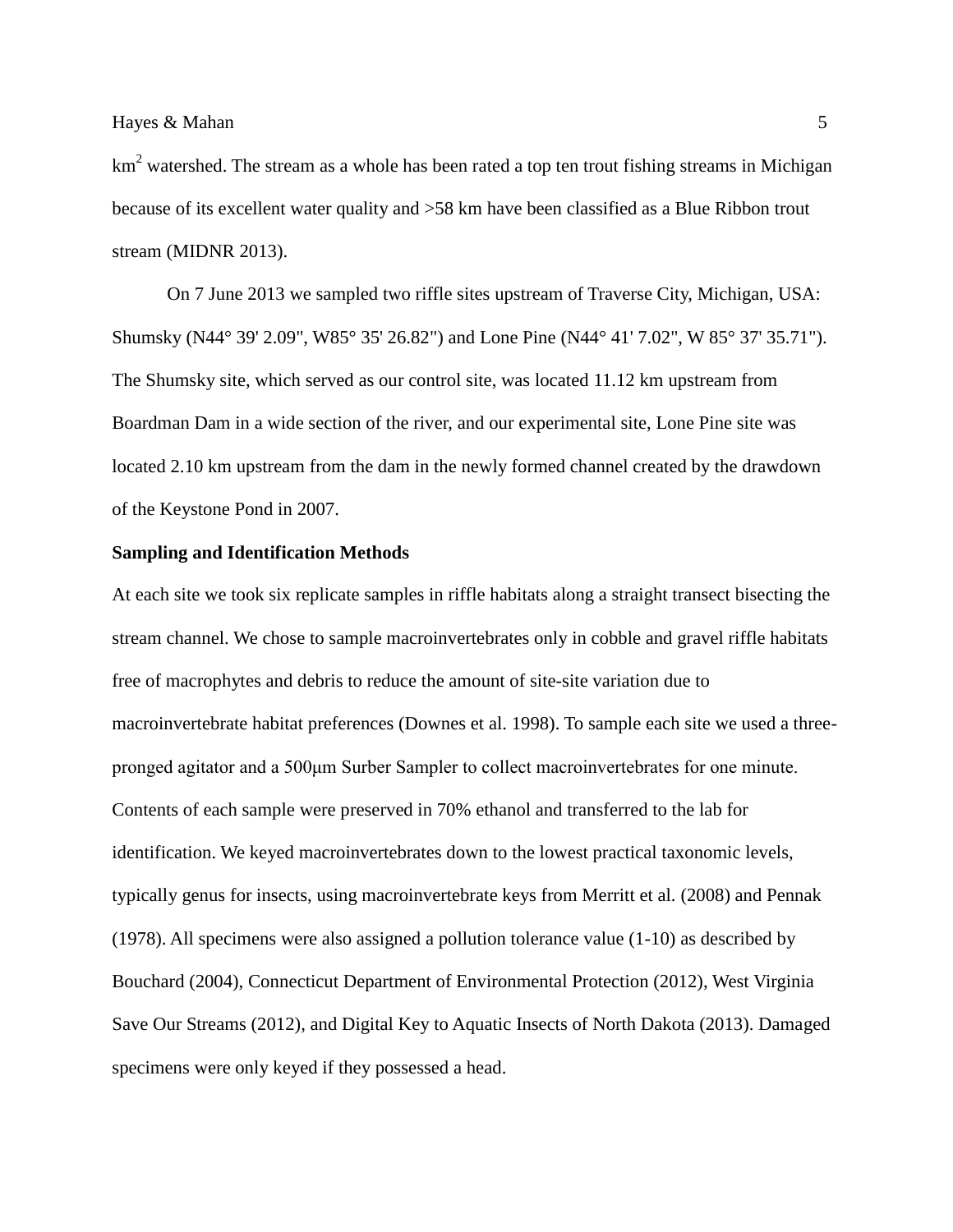$km^2$ watershed. The stream as a whole has been rated a top ten trout fishing streams in Michigan because of its excellent water quality and >58 km have been classified as a Blue Ribbon trout stream (MIDNR 2013).

On 7 June 2013 we sampled two riffle sites upstream of Traverse City, Michigan, USA: Shumsky (N44° 39' 2.09", W85° 35' 26.82") and Lone Pine (N44° 41' 7.02", W 85° 37' 35.71"). The Shumsky site, which served as our control site, was located 11.12 km upstream from Boardman Dam in a wide section of the river, and our experimental site, Lone Pine site was located 2.10 km upstream from the dam in the newly formed channel created by the drawdown of the Keystone Pond in 2007.

**Sampling and Identification Methods**

At each site we took six replicate samples in riffle habitats along a straight transect bisecting the stream channel. We chose to sample macroinvertebrates only in cobble and gravel riffle habitats free of macrophytes and debris to reduce the amount of site-site variation due to macroinvertebrate habitat preferences (Downes et al. 1998). To sample each site we used a three-pronged agitator and a 500μm Surber Sampler to collect macroinvertebrates for one minute. Contents of each sample were preserved in 70% ethanol and transferred to the lab for identification. We keyed macroinvertebrates down to the lowest practical taxonomic levels, typically genus for insects, using macroinvertebrate keys from Merritt et al. (2008) and Pennak (1978). All specimens were also assigned a pollution tolerance value (1-10) as described by Bouchard (2004), Connecticut Department of Environmental Protection (2012), West Virginia Save Our Streams (2012), and Digital Key to Aquatic Insects of North Dakota (2013). Damaged specimens were only keyed if they possessed a head.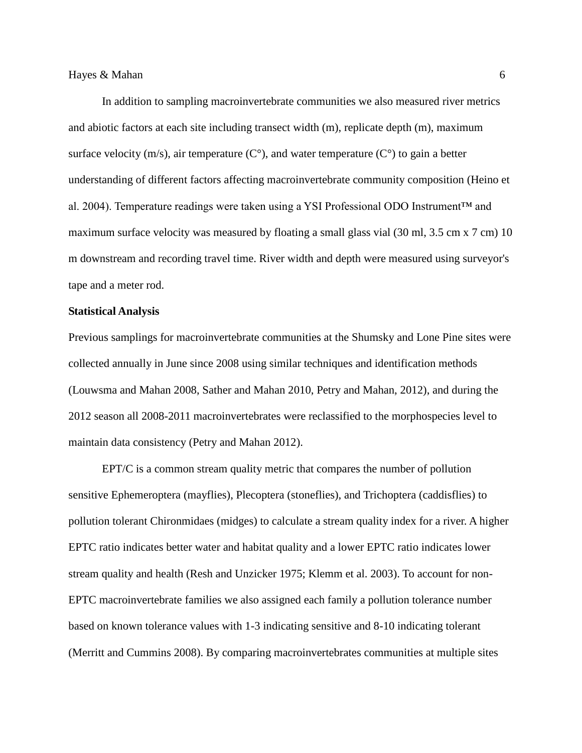In addition to sampling macroinvertebrate communities we also measured river metrics and abiotic factors at each site including transect width (m), replicate depth (m), maximum surface velocity (m/s), air temperature (C°), and water temperature (C°) to gain a better understanding of different factors affecting macroinvertebrate community composition (Heino et al. 2004). Temperature readings were taken using a YSI Professional ODO Instrument™ and maximum surface velocity was measured by floating a small glass vial (30 ml, 3.5 cm x 7 cm) 10 m downstream and recording travel time. River width and depth were measured using surveyor's tape and a meter rod.

**Statistical Analysis**

Previous samplings for macroinvertebrate communities at the Shumsky and Lone Pine sites were collected annually in June since 2008 using similar techniques and identification methods (Louwsma and Mahan 2008, Sather and Mahan 2010, Petry and Mahan, 2012), and during the 2012 season all 2008-2011 macroinvertebrates were reclassified to the morphospecies level to maintain data consistency (Petry and Mahan 2012).

EPT/C is a common stream quality metric that compares the number of pollution sensitive Ephemeroptera (mayflies), Plecoptera (stoneflies), and Trichoptera (caddisflies) to pollution tolerant Chironmidaes (midges) to calculate a stream quality index for a river. A higher EPTC ratio indicates better water and habitat quality and a lower EPTC ratio indicates lower stream quality and health (Resh and Unzicker 1975; Klemm et al. 2003). To account for non-EPTC macroinvertebrate families we also assigned each family a pollution tolerance number based on known tolerance values with 1-3 indicating sensitive and 8-10 indicating tolerant (Merritt and Cummins 2008). By comparing macroinvertebrates communities at multiple sites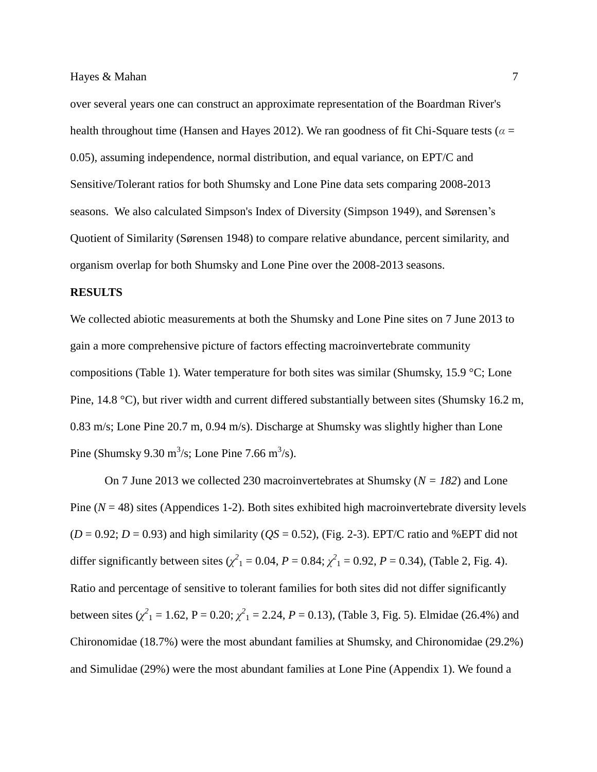over several years one can construct an approximate representation of the Boardman River's health throughout time (Hansen and Hayes 2012). We ran goodness of fit Chi-Square tests ($\alpha$ = 0.05), assuming independence, normal distribution, and equal variance, on EPT/C and Sensitive/Tolerant ratios for both Shumsky and Lone Pine data sets comparing 2008-2013 seasons. We also calculated Simpson's Index of Diversity (Simpson 1949), and Sørensen's Quotient of Similarity (Sørensen 1948) to compare relative abundance, percent similarity, and organism overlap for both Shumsky and Lone Pine over the 2008-2013 seasons.

**RESULTS**

We collected abiotic measurements at both the Shumsky and Lone Pine sites on 7 June 2013 to gain a more comprehensive picture of factors effecting macroinvertebrate community compositions (Table 1). Water temperature for both sites was similar (Shumsky, 15.9 °C; Lone Pine, 14.8 °C), but river width and current differed substantially between sites (Shumsky 16.2 m, 0.83 m/s; Lone Pine 20.7 m, 0.94 m/s). Discharge at Shumsky was slightly higher than Lone Pine (Shumsky 9.30 $m^3$/s; Lone Pine 7.66 $m^3$/s).

On 7 June 2013 we collected 230 macroinvertebrates at Shumsky (*N = 182*) and Lone Pine (*N* = 48) sites (Appendices 1-2). Both sites exhibited high macroinvertebrate diversity levels (*D* = 0.92; *D* = 0.93) and high similarity (*QS* = 0.52), (Fig. 2-3). EPT/C ratio and %EPT did not differ significantly between sites ($\chi^2_1$ = 0.04, *P* = 0.84; $\chi^2_1$ = 0.92, *P* = 0.34), (Table 2, Fig. 4). Ratio and percentage of sensitive to tolerant families for both sites did not differ significantly between sites ($\chi^2_1$ = 1.62, P = 0.20; $\chi^2_1$ = 2.24, *P* = 0.13), (Table 3, Fig. 5). Elmidae (26.4%) and Chironomidae (18.7%) were the most abundant families at Shumsky, and Chironomidae (29.2%) and Simulidae (29%) were the most abundant families at Lone Pine (Appendix 1). We found a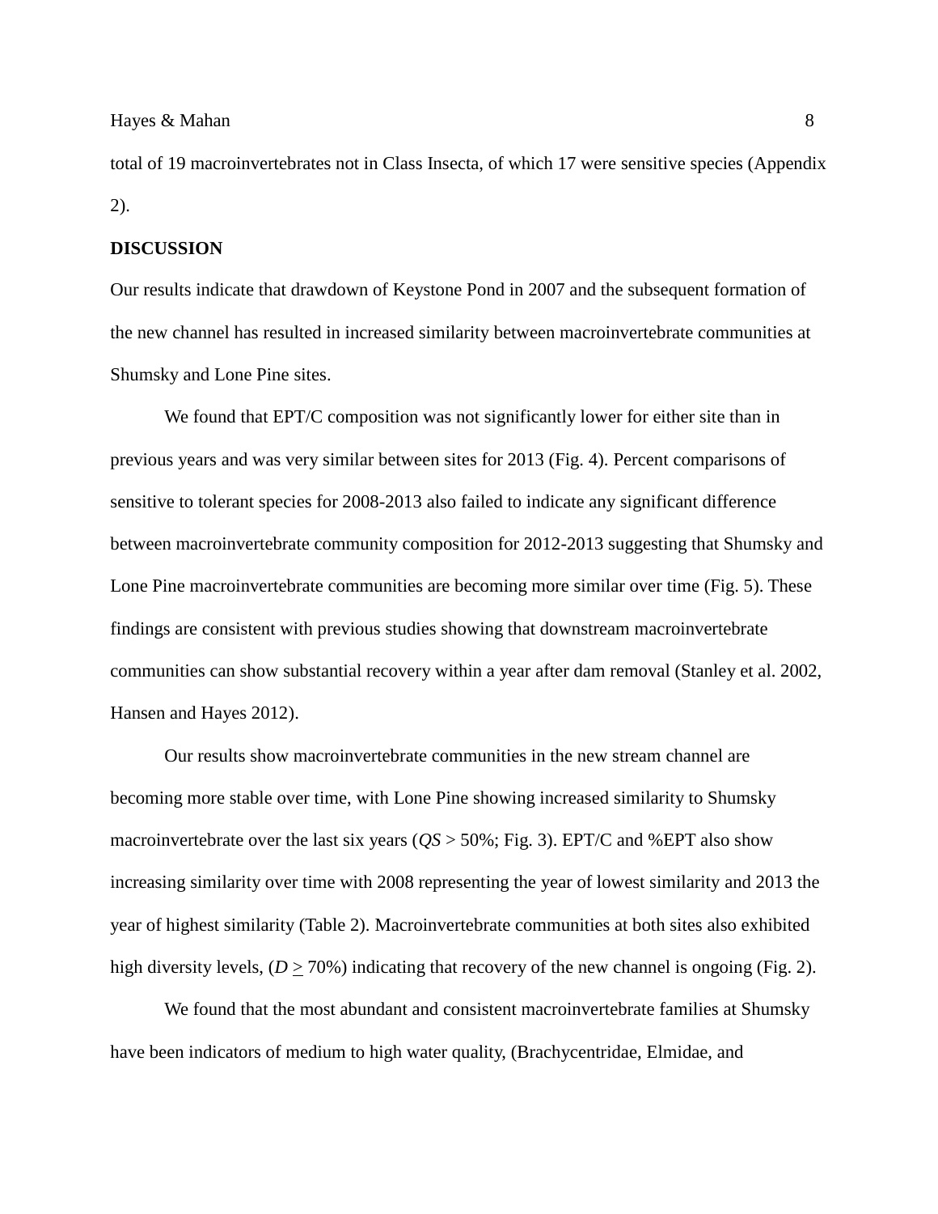total of 19 macroinvertebrates not in Class Insecta, of which 17 were sensitive species (Appendix 2).

**DISCUSSION**

Our results indicate that drawdown of Keystone Pond in 2007 and the subsequent formation of the new channel has resulted in increased similarity between macroinvertebrate communities at Shumsky and Lone Pine sites.

We found that EPT/C composition was not significantly lower for either site than in previous years and was very similar between sites for 2013 (Fig. 4). Percent comparisons of sensitive to tolerant species for 2008-2013 also failed to indicate any significant difference between macroinvertebrate community composition for 2012-2013 suggesting that Shumsky and Lone Pine macroinvertebrate communities are becoming more similar over time (Fig. 5). These findings are consistent with previous studies showing that downstream macroinvertebrate communities can show substantial recovery within a year after dam removal (Stanley et al. 2002, Hansen and Hayes 2012).

Our results show macroinvertebrate communities in the new stream channel are becoming more stable over time, with Lone Pine showing increased similarity to Shumsky macroinvertebrate over the last six years ($QS$ > 50%; Fig. 3). EPT/C and %EPT also show increasing similarity over time with 2008 representing the year of lowest similarity and 2013 the year of highest similarity (Table 2). Macroinvertebrate communities at both sites also exhibited high diversity levels, ($D \geq 70\%$) indicating that recovery of the new channel is ongoing (Fig. 2).

We found that the most abundant and consistent macroinvertebrate families at Shumsky have been indicators of medium to high water quality, (Brachycentridae, Elmidae, and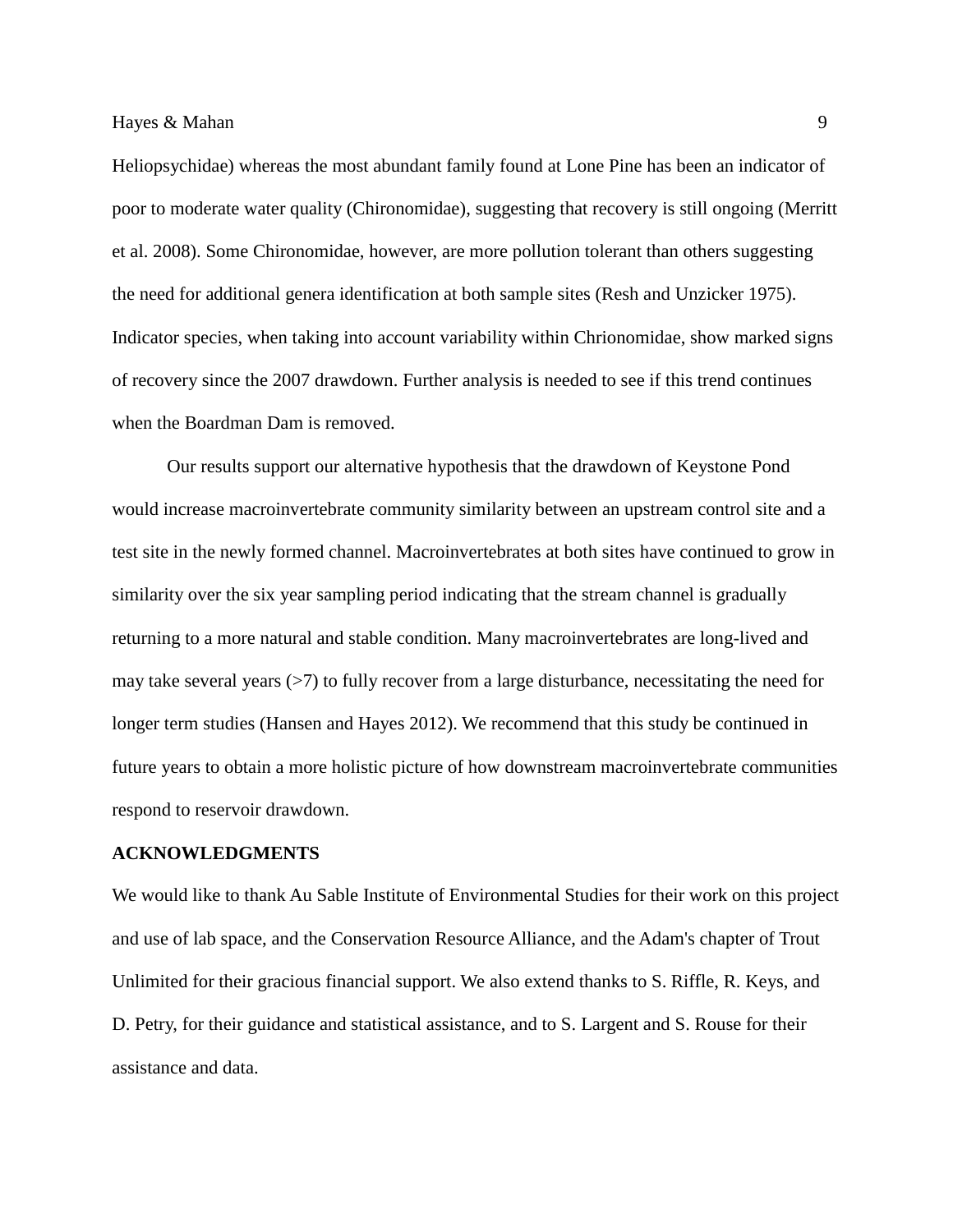Heliopsychidae) whereas the most abundant family found at Lone Pine has been an indicator of poor to moderate water quality (Chironomidae), suggesting that recovery is still ongoing (Merritt et al. 2008). Some Chironomidae, however, are more pollution tolerant than others suggesting the need for additional genera identification at both sample sites (Resh and Unzicker 1975). Indicator species, when taking into account variability within Chrionomidae, show marked signs of recovery since the 2007 drawdown. Further analysis is needed to see if this trend continues when the Boardman Dam is removed.

Our results support our alternative hypothesis that the drawdown of Keystone Pond would increase macroinvertebrate community similarity between an upstream control site and a test site in the newly formed channel. Macroinvertebrates at both sites have continued to grow in similarity over the six year sampling period indicating that the stream channel is gradually returning to a more natural and stable condition. Many macroinvertebrates are long-lived and may take several years (>7) to fully recover from a large disturbance, necessitating the need for longer term studies (Hansen and Hayes 2012). We recommend that this study be continued in future years to obtain a more holistic picture of how downstream macroinvertebrate communities respond to reservoir drawdown.

## ACKNOWLEDGMENTS

We would like to thank Au Sable Institute of Environmental Studies for their work on this project and use of lab space, and the Conservation Resource Alliance, and the Adam's chapter of Trout Unlimited for their gracious financial support. We also extend thanks to S. Riffle, R. Keys, and D. Petry, for their guidance and statistical assistance, and to S. Largent and S. Rouse for their assistance and data.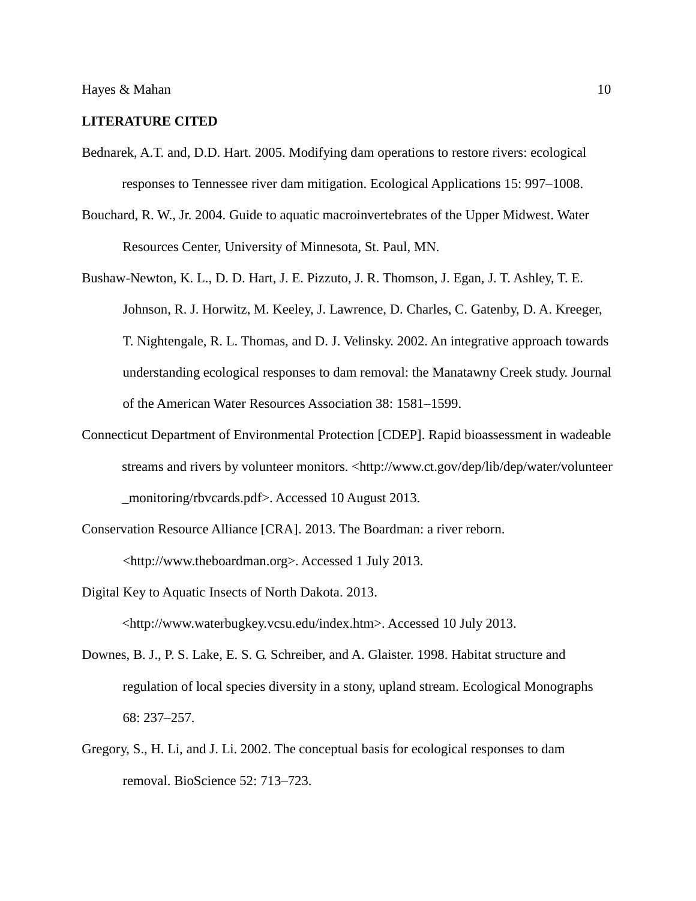## LITERATURE CITED

Bednarek, A.T. and, D.D. Hart. 2005. Modifying dam operations to restore rivers: ecological responses to Tennessee river dam mitigation. Ecological Applications 15: 997–1008.

Bouchard, R. W., Jr. 2004. Guide to aquatic macroinvertebrates of the Upper Midwest. Water Resources Center, University of Minnesota, St. Paul, MN.

Bushaw-Newton, K. L., D. D. Hart, J. E. Pizzuto, J. R. Thomson, J. Egan, J. T. Ashley, T. E. Johnson, R. J. Horwitz, M. Keeley, J. Lawrence, D. Charles, C. Gatenby, D. A. Kreeger, T. Nightengale, R. L. Thomas, and D. J. Velinsky. 2002. An integrative approach towards understanding ecological responses to dam removal: the Manatawny Creek study. Journal of the American Water Resources Association 38: 1581–1599.

Connecticut Department of Environmental Protection [CDEP]. Rapid bioassessment in wadeable streams and rivers by volunteer monitors. <http://www.ct.gov/dep/lib/dep/water/volunteer_monitoring/rbvcards.pdf>. Accessed 10 August 2013.

Conservation Resource Alliance [CRA]. 2013. The Boardman: a river reborn. <http://www.theboardman.org>. Accessed 1 July 2013.

Digital Key to Aquatic Insects of North Dakota. 2013. <http://www.waterbugkey.vcsu.edu/index.htm>. Accessed 10 July 2013.

Downes, B. J., P. S. Lake, E. S. G. Schreiber, and A. Glaister. 1998. Habitat structure and regulation of local species diversity in a stony, upland stream. Ecological Monographs 68: 237–257.

Gregory, S., H. Li, and J. Li. 2002. The conceptual basis for ecological responses to dam removal. BioScience 52: 713–723.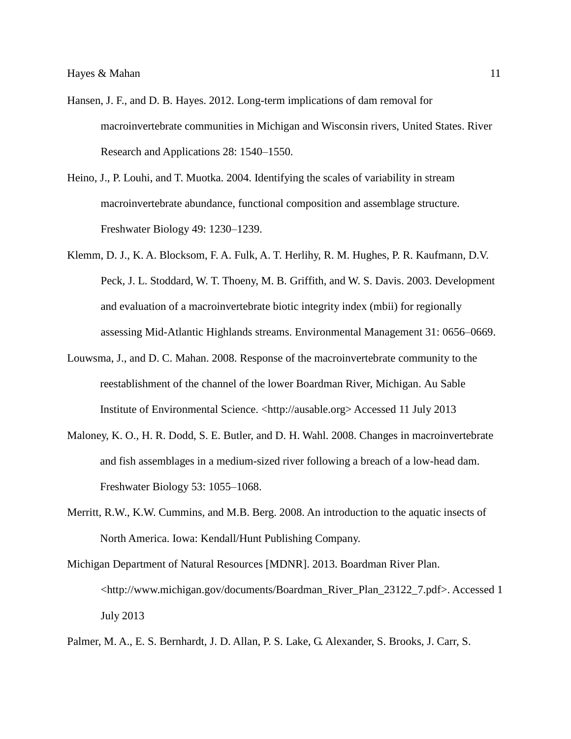Hansen, J. F., and D. B. Hayes. 2012. Long-term implications of dam removal for macroinvertebrate communities in Michigan and Wisconsin rivers, United States. River Research and Applications 28: 1540–1550.

Heino, J., P. Louhi, and T. Muotka. 2004. Identifying the scales of variability in stream macroinvertebrate abundance, functional composition and assemblage structure. Freshwater Biology 49: 1230–1239.

Klemm, D. J., K. A. Blocksom, F. A. Fulk, A. T. Herlihy, R. M. Hughes, P. R. Kaufmann, D.V. Peck, J. L. Stoddard, W. T. Thoeny, M. B. Griffith, and W. S. Davis. 2003. Development and evaluation of a macroinvertebrate biotic integrity index (mbii) for regionally assessing Mid-Atlantic Highlands streams. Environmental Management 31: 0656–0669.

Louwsma, J., and D. C. Mahan. 2008. Response of the macroinvertebrate community to the reestablishment of the channel of the lower Boardman River, Michigan. Au Sable Institute of Environmental Science. <http://ausable.org> Accessed 11 July 2013

Maloney, K. O., H. R. Dodd, S. E. Butler, and D. H. Wahl. 2008. Changes in macroinvertebrate and fish assemblages in a medium-sized river following a breach of a low-head dam. Freshwater Biology 53: 1055–1068.

Merritt, R.W., K.W. Cummins, and M.B. Berg. 2008. An introduction to the aquatic insects of North America. Iowa: Kendall/Hunt Publishing Company.

Michigan Department of Natural Resources [MDNR]. 2013. Boardman River Plan. <http://www.michigan.gov/documents/Boardman_River_Plan_23122_7.pdf>. Accessed 1 July 2013

Palmer, M. A., E. S. Bernhardt, J. D. Allan, P. S. Lake, G. Alexander, S. Brooks, J. Carr, S.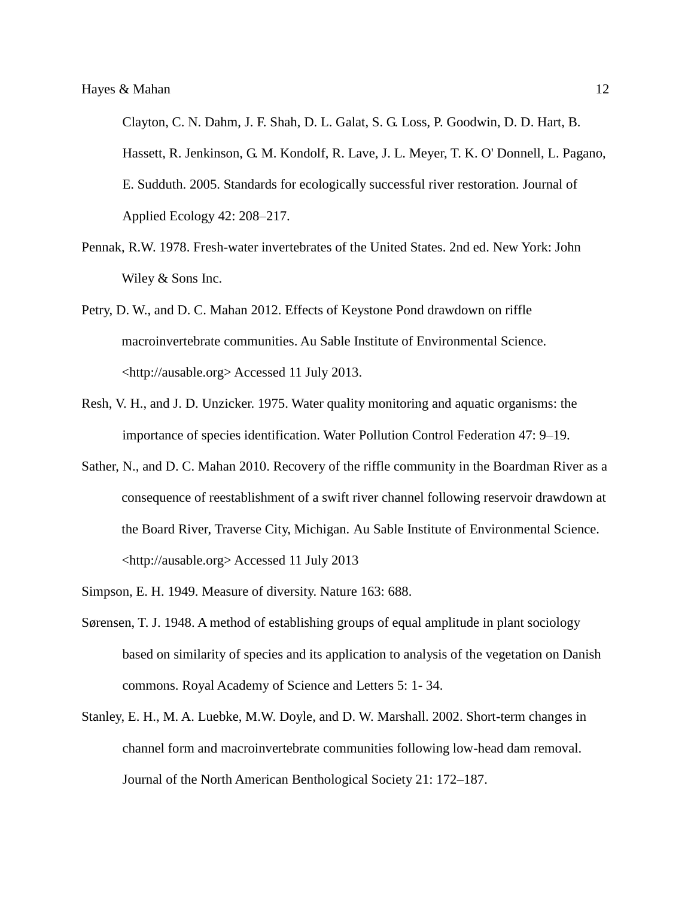Clayton, C. N. Dahm, J. F. Shah, D. L. Galat, S. G. Loss, P. Goodwin, D. D. Hart, B. Hassett, R. Jenkinson, G. M. Kondolf, R. Lave, J. L. Meyer, T. K. O' Donnell, L. Pagano, E. Sudduth. 2005. Standards for ecologically successful river restoration. Journal of Applied Ecology 42: 208–217.

Pennak, R.W. 1978. Fresh-water invertebrates of the United States. 2nd ed. New York: John Wiley & Sons Inc.

Petry, D. W., and D. C. Mahan 2012. Effects of Keystone Pond drawdown on riffle macroinvertebrate communities. Au Sable Institute of Environmental Science. <http://ausable.org> Accessed 11 July 2013.

Resh, V. H., and J. D. Unzicker. 1975. Water quality monitoring and aquatic organisms: the importance of species identification. Water Pollution Control Federation 47: 9–19.

Sather, N., and D. C. Mahan 2010. Recovery of the riffle community in the Boardman River as a consequence of reestablishment of a swift river channel following reservoir drawdown at the Board River, Traverse City, Michigan. Au Sable Institute of Environmental Science. <http://ausable.org> Accessed 11 July 2013

Simpson, E. H. 1949. Measure of diversity. Nature 163: 688.

Sørensen, T. J. 1948. A method of establishing groups of equal amplitude in plant sociology based on similarity of species and its application to analysis of the vegetation on Danish commons. Royal Academy of Science and Letters 5: 1- 34.

Stanley, E. H., M. A. Luebke, M.W. Doyle, and D. W. Marshall. 2002. Short-term changes in channel form and macroinvertebrate communities following low-head dam removal. Journal of the North American Benthological Society 21: 172–187.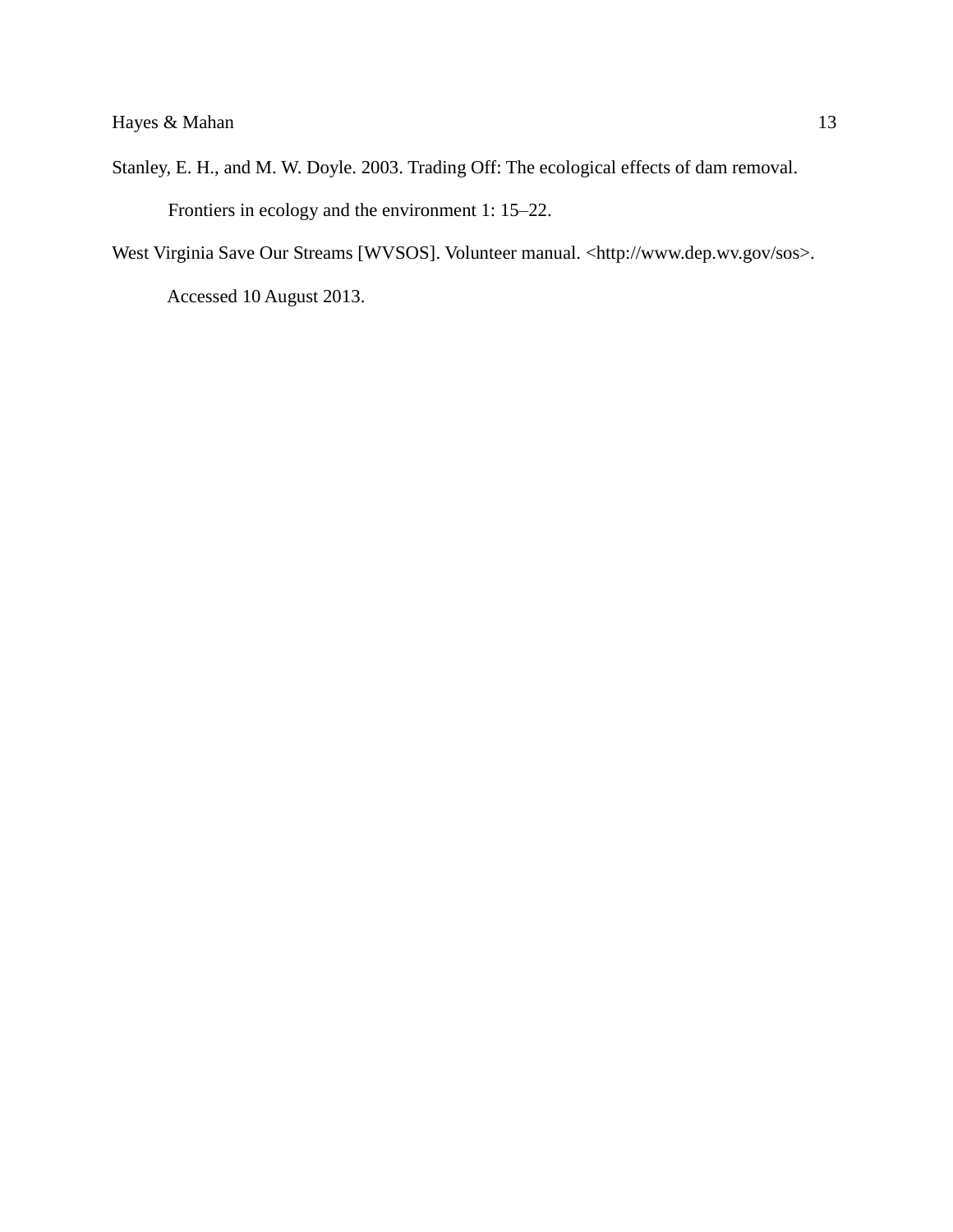Stanley, E. H., and M. W. Doyle. 2003. Trading Off: The ecological effects of dam removal. Frontiers in ecology and the environment 1: 15–22.

West Virginia Save Our Streams [WVSOS]. Volunteer manual. <http://www.dep.wv.gov/sos>. Accessed 10 August 2013.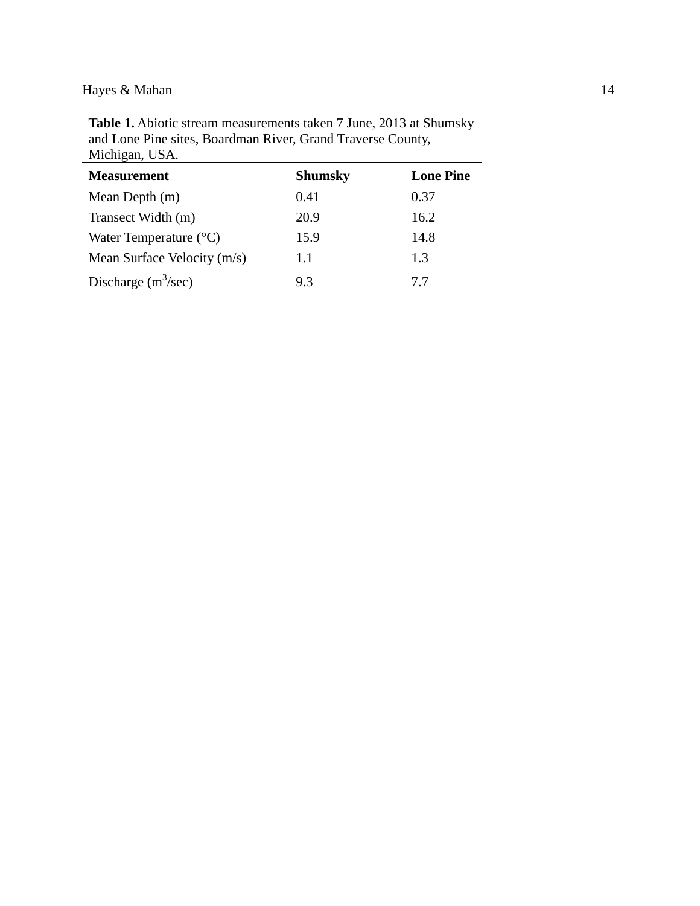**Table 1.** Abiotic stream measurements taken 7 June, 2013 at Shumsky and Lone Pine sites, Boardman River, Grand Traverse County, Michigan, USA.

| **Measurement** | **Shumsky** | **Lone Pine** |
|---|---|---|
| Mean Depth (m) | 0.41 | 0.37 |
| Transect Width (m) | 20.9 | 16.2 |
| Water Temperature (°C) | 15.9 | 14.8 |
| Mean Surface Velocity (m/s) | 1.1 | 1.3 |
| Discharge ($m^3$/sec) | 9.3 | 7.7 |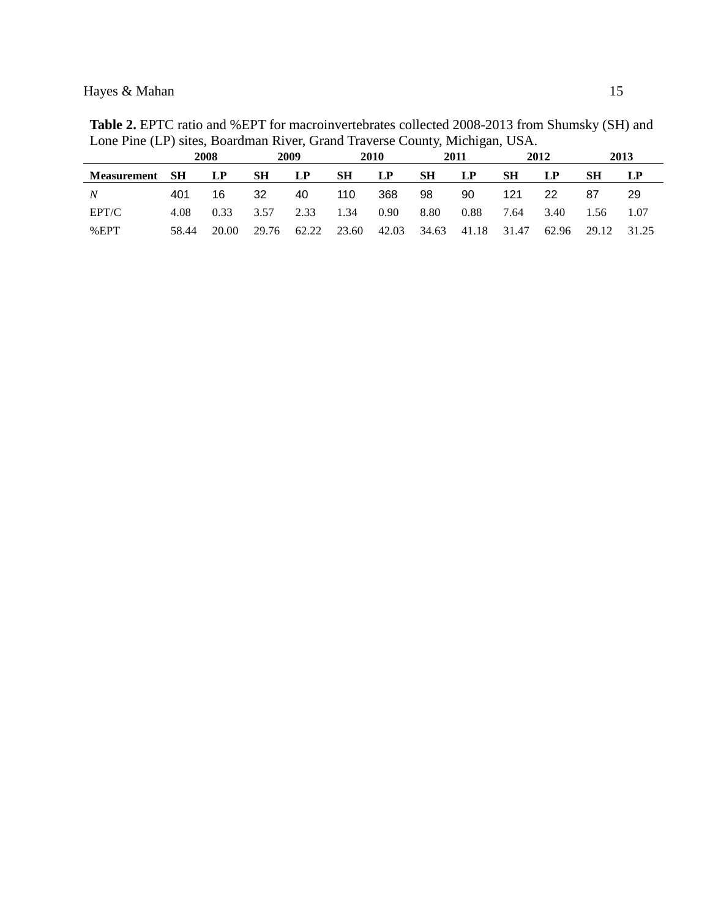**Table 2.** EPTC ratio and %EPT for macroinvertebrates collected 2008-2013 from Shumsky (SH) and Lone Pine (LP) sites, Boardman River, Grand Traverse County, Michigan, USA.

| | **2008** | | **2009** | | **2010** | | **2011** | | **2012** | | **2013** | |
|---|---|---|---|---|---|---|---|---|---|---|---|---|
| **Measurement** | **SH** | **LP** | **SH** | **LP** | **SH** | **LP** | **SH** | **LP** | **SH** | **LP** | **SH** | **LP** |
| *N* | 401 | 16 | 32 | 40 | 110 | 368 | 98 | 90 | 121 | 22 | 87 | 29 |
| EPT/C | 4.08 | 0.33 | 3.57 | 2.33 | 1.34 | 0.90 | 8.80 | 0.88 | 7.64 | 3.40 | 1.56 | 1.07 |
| %EPT | 58.44 | 20.00 | 29.76 | 62.22 | 23.60 | 42.03 | 34.63 | 41.18 | 31.47 | 62.96 | 29.12 | 31.25 |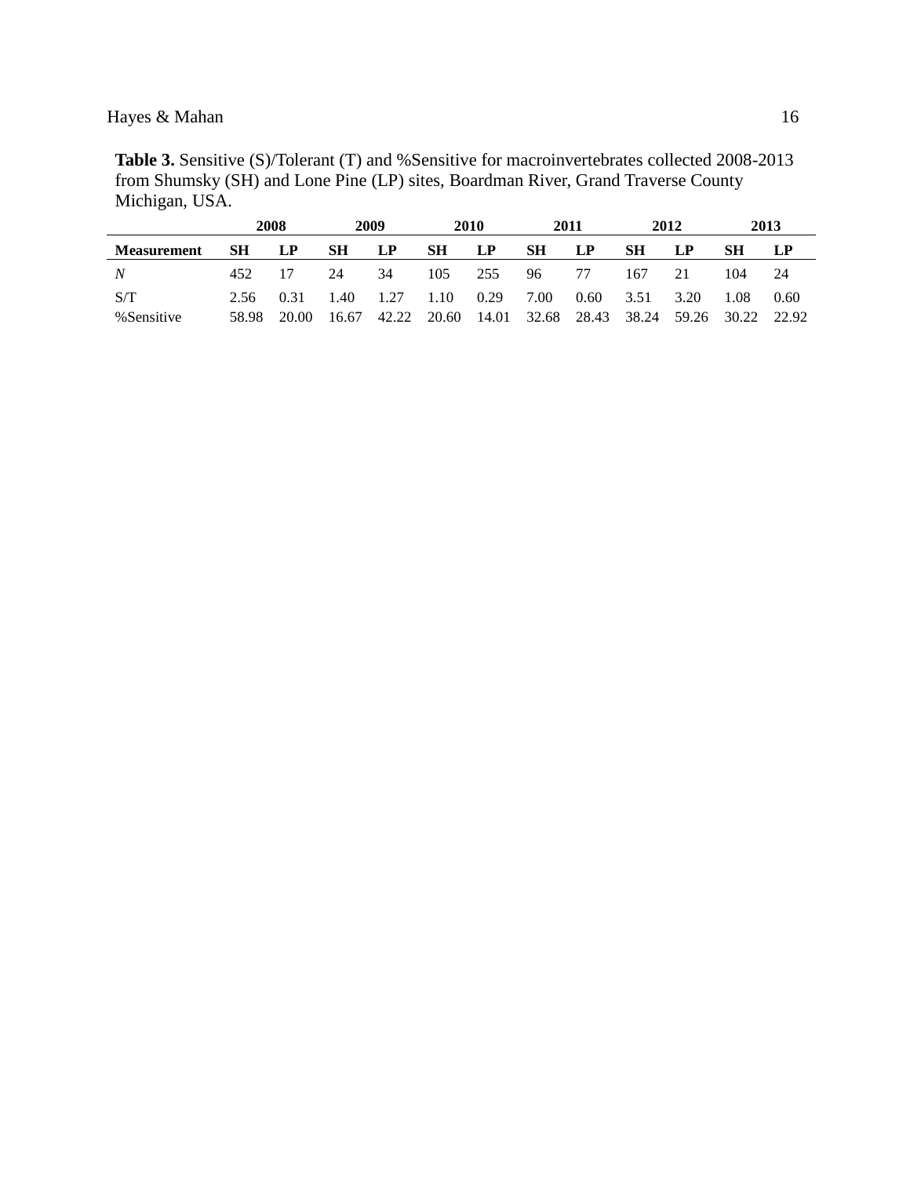**Table 3.** Sensitive (S)/Tolerant (T) and %Sensitive for macroinvertebrates collected 2008-2013 from Shumsky (SH) and Lone Pine (LP) sites, Boardman River, Grand Traverse County Michigan, USA.

| | 2008 | | 2009 | | 2010 | | 2011 | | 2012 | | 2013 | |
|---|---|---|---|---|---|---|---|---|---|---|---|---|
| **Measurement** | **SH** | **LP** | **SH** | **LP** | **SH** | **LP** | **SH** | **LP** | **SH** | **LP** | **SH** | **LP** |
| *N* | 452 | 17 | 24 | 34 | 105 | 255 | 96 | 77 | 167 | 21 | 104 | 24 |
| S/T | 2.56 | 0.31 | 1.40 | 1.27 | 1.10 | 0.29 | 7.00 | 0.60 | 3.51 | 3.20 | 1.08 | 0.60 |
| %Sensitive | 58.98 | 20.00 | 16.67 | 42.22 | 20.60 | 14.01 | 32.68 | 28.43 | 38.24 | 59.26 | 30.22 | 22.92 |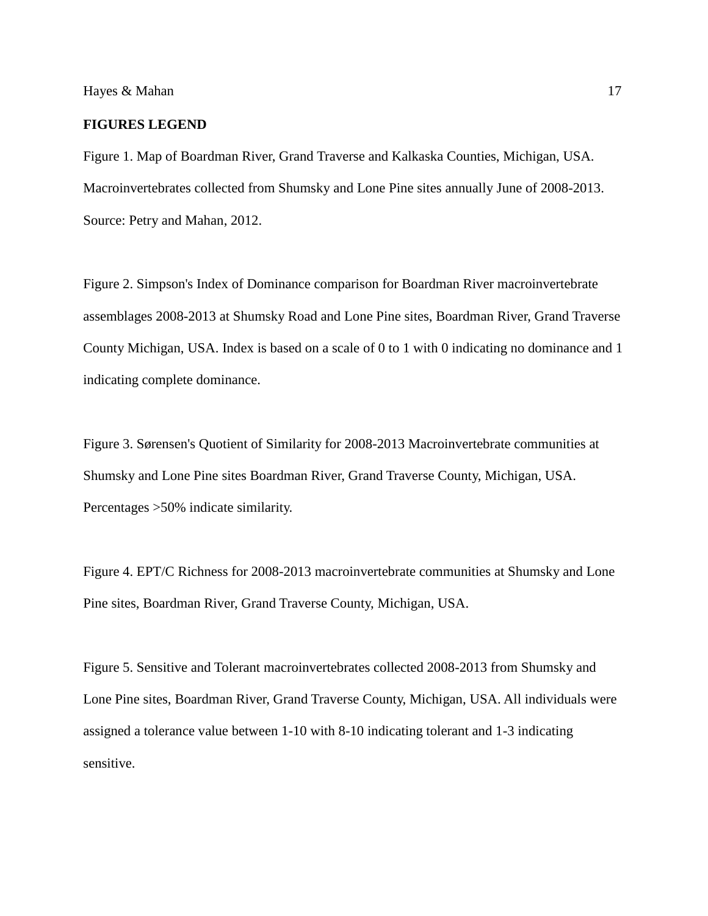**FIGURES LEGEND**

Figure 1. Map of Boardman River, Grand Traverse and Kalkaska Counties, Michigan, USA. Macroinvertebrates collected from Shumsky and Lone Pine sites annually June of 2008-2013. Source: Petry and Mahan, 2012.

Figure 2. Simpson's Index of Dominance comparison for Boardman River macroinvertebrate assemblages 2008-2013 at Shumsky Road and Lone Pine sites, Boardman River, Grand Traverse County Michigan, USA. Index is based on a scale of 0 to 1 with 0 indicating no dominance and 1 indicating complete dominance.

Figure 3. Sørensen's Quotient of Similarity for 2008-2013 Macroinvertebrate communities at Shumsky and Lone Pine sites Boardman River, Grand Traverse County, Michigan, USA. Percentages >50% indicate similarity.

Figure 4. EPT/C Richness for 2008-2013 macroinvertebrate communities at Shumsky and Lone Pine sites, Boardman River, Grand Traverse County, Michigan, USA.

Figure 5. Sensitive and Tolerant macroinvertebrates collected 2008-2013 from Shumsky and Lone Pine sites, Boardman River, Grand Traverse County, Michigan, USA. All individuals were assigned a tolerance value between 1-10 with 8-10 indicating tolerant and 1-3 indicating sensitive.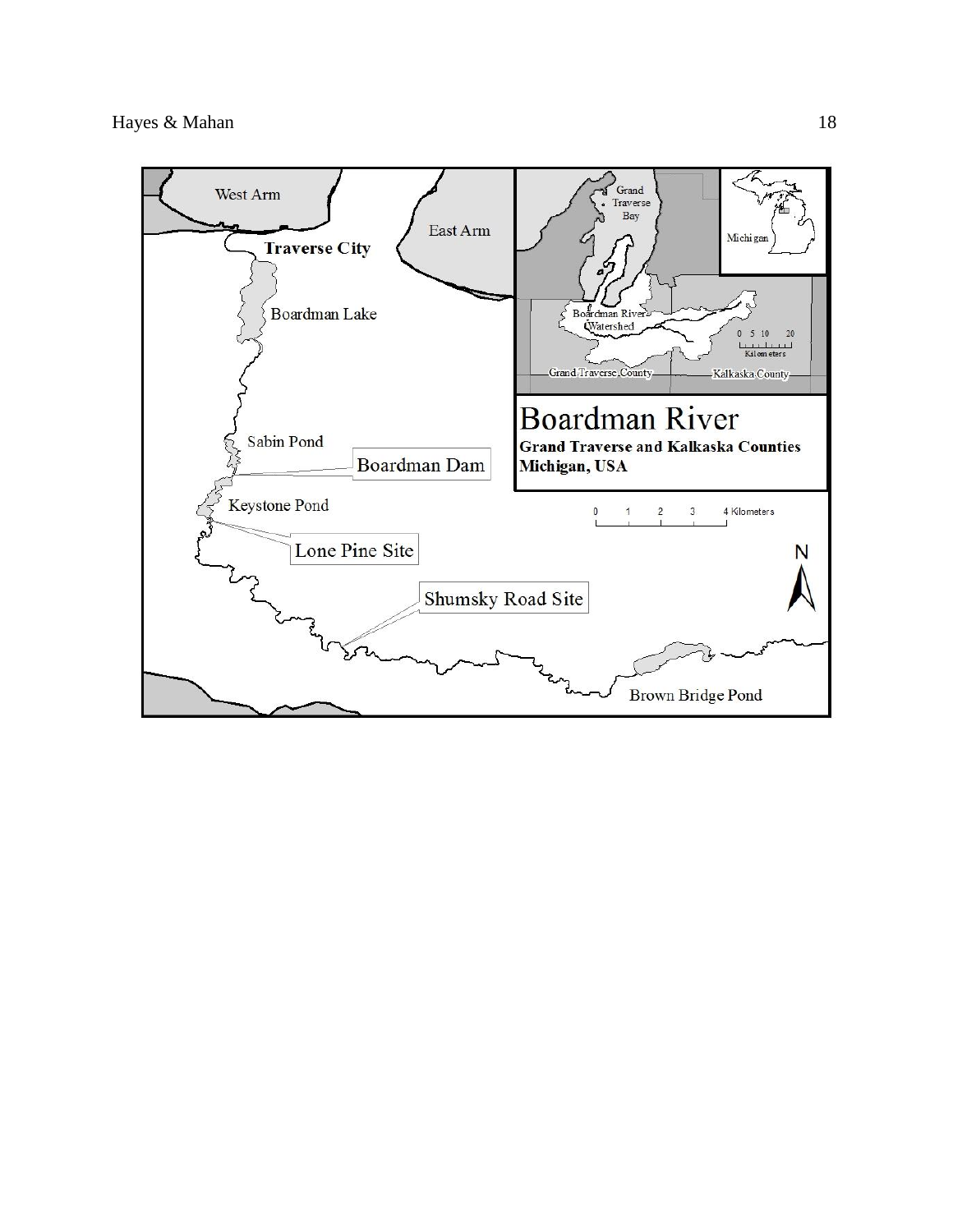West Arm

East Arm

**Traverse City**

Boardman Lake

Sabin Pond

Boardman Dam

Keystone Pond

Lone Pine Site

Shumsky Road Site

Brown Bridge Pond

0 1 2 3 4 Kilometers

N

Grand Traverse Bay

Michigan

Boardman River Watershed

0 5 10 20 Kilometers

Grand Traverse County

Kalkaska County

# Boardman River

**Grand Traverse and Kalkaska Counties**
**Michigan, USA**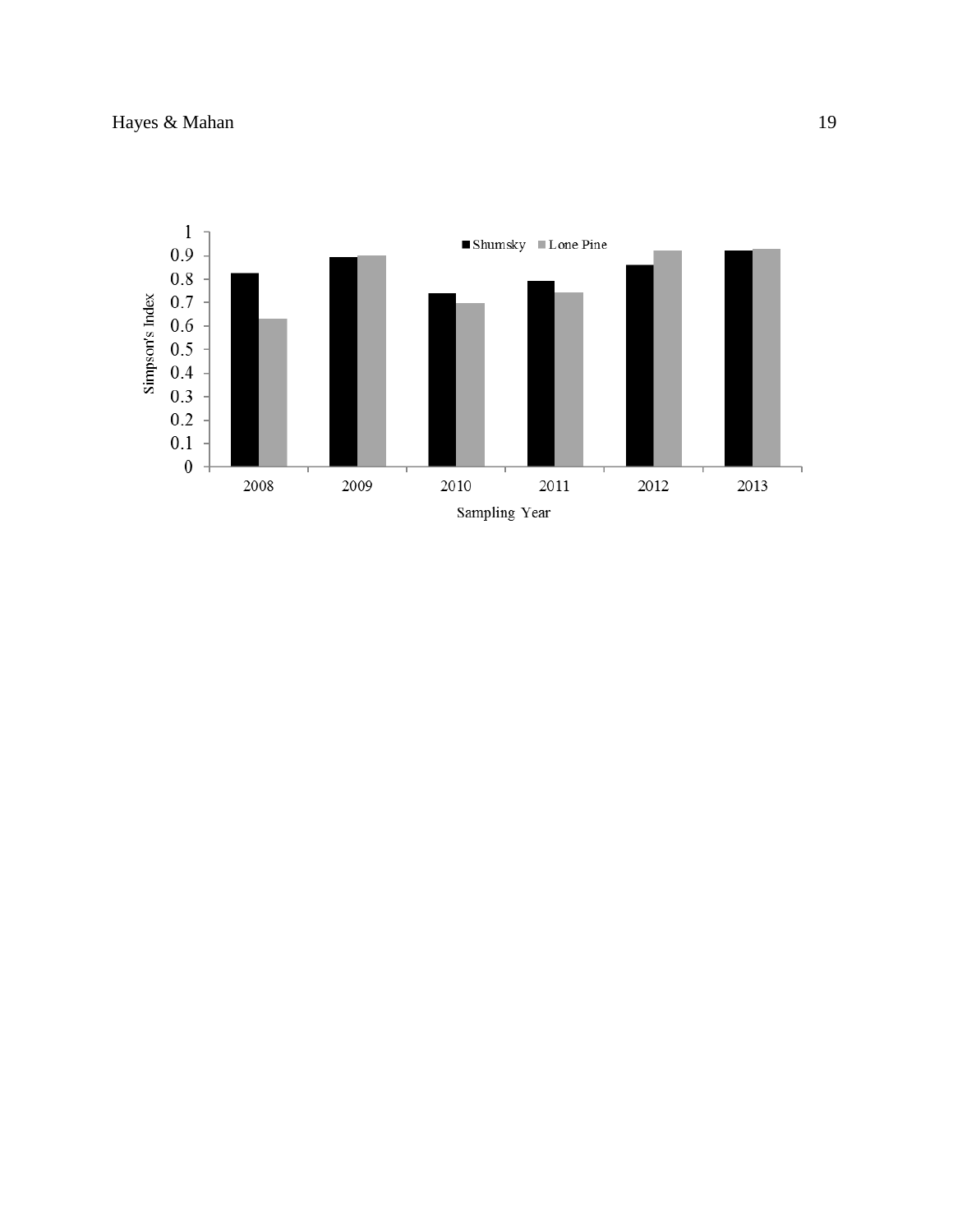Shumsky Lone Pine

Simpson's Index

1
0.9
0.8
0.7
0.6
0.5
0.4
0.3
0.2
0.1
0

2008 2009 2010 2011 2012 2013

Sampling Year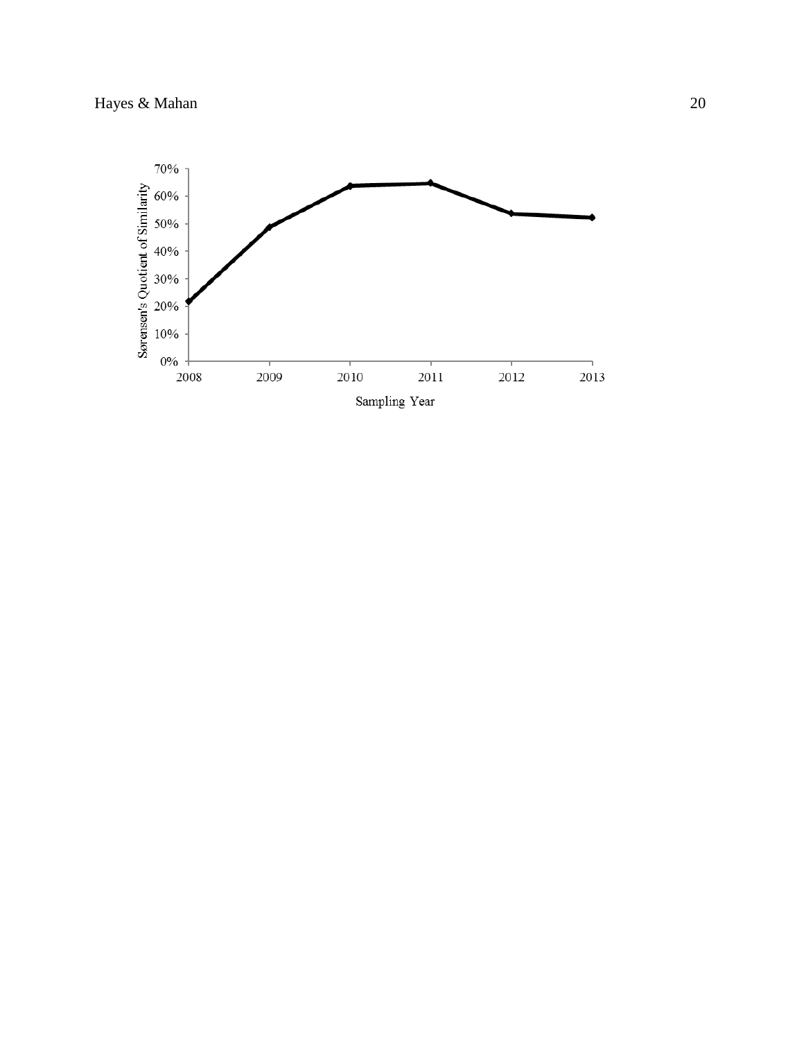Sørensen's Quotient of Similarity

70%
60%
50%
40%
30%
20%
10%
0%

2008 2009 2010 2011 2012 2013

Sampling Year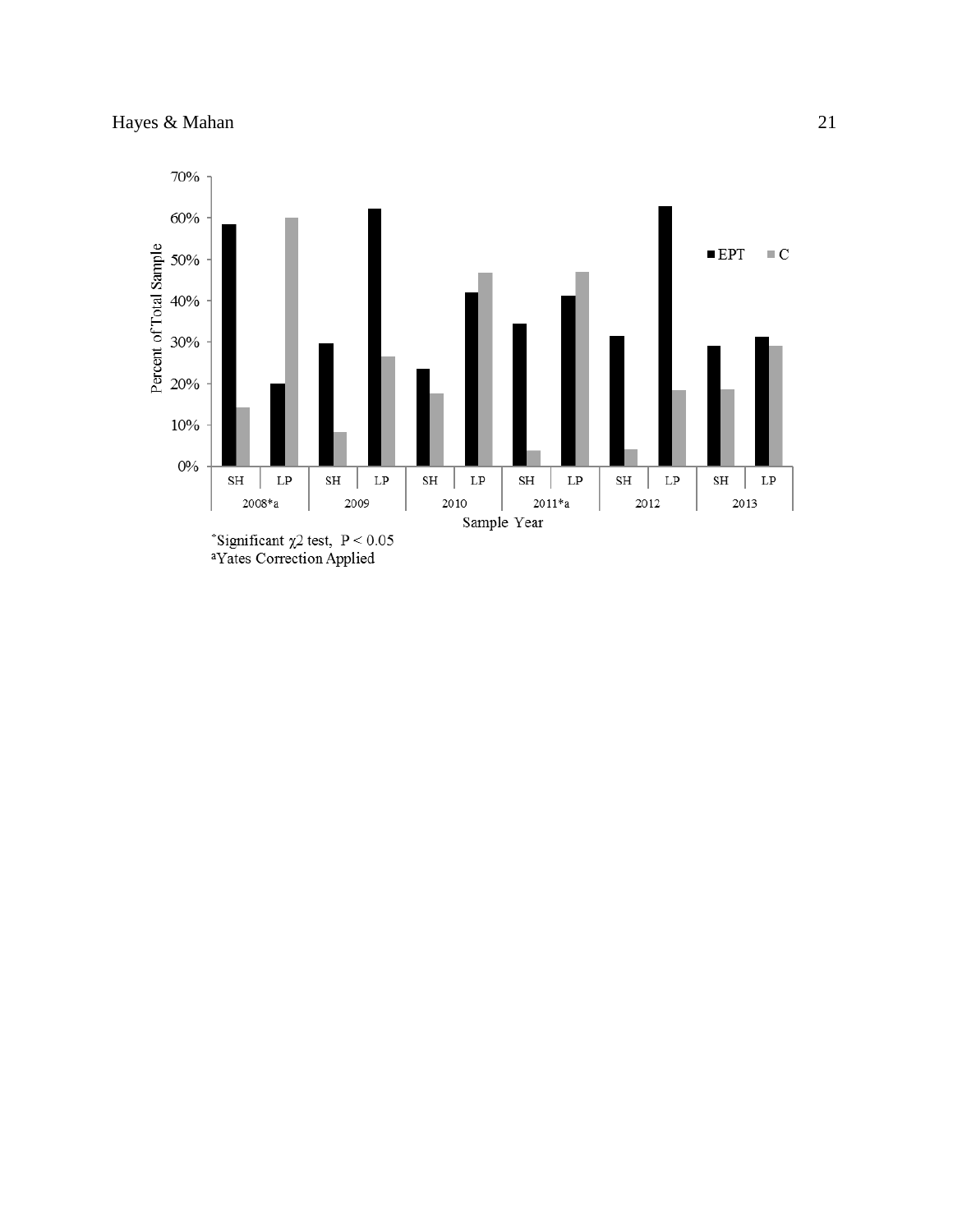[*]Significant $\chi 2$ test, $P < 0.05$

[a]Yates Correction Applied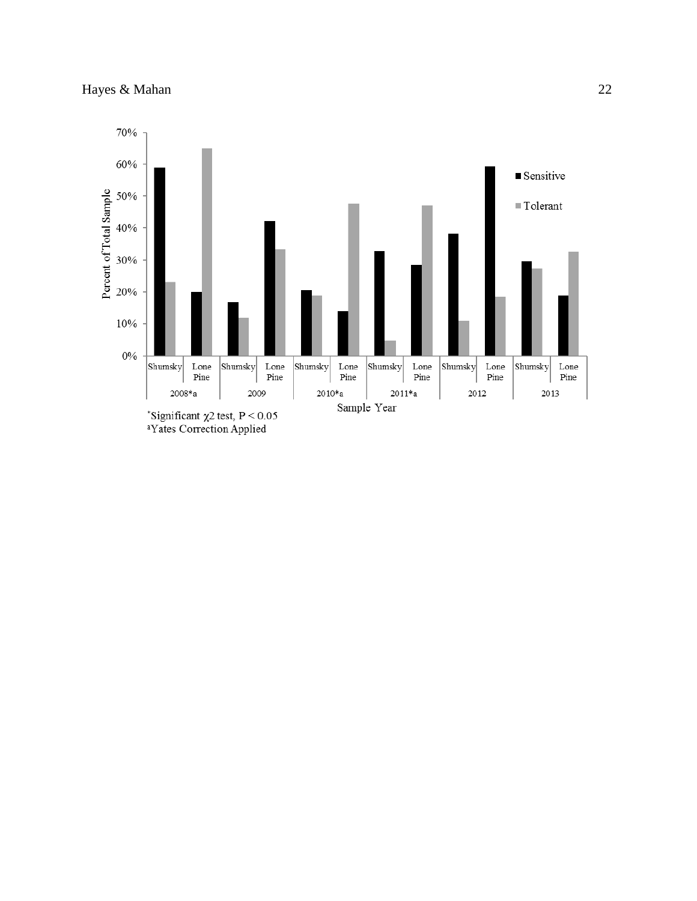[*]Significant $\chi^2$ test, $P < 0.05$

[a]Yates Correction Applied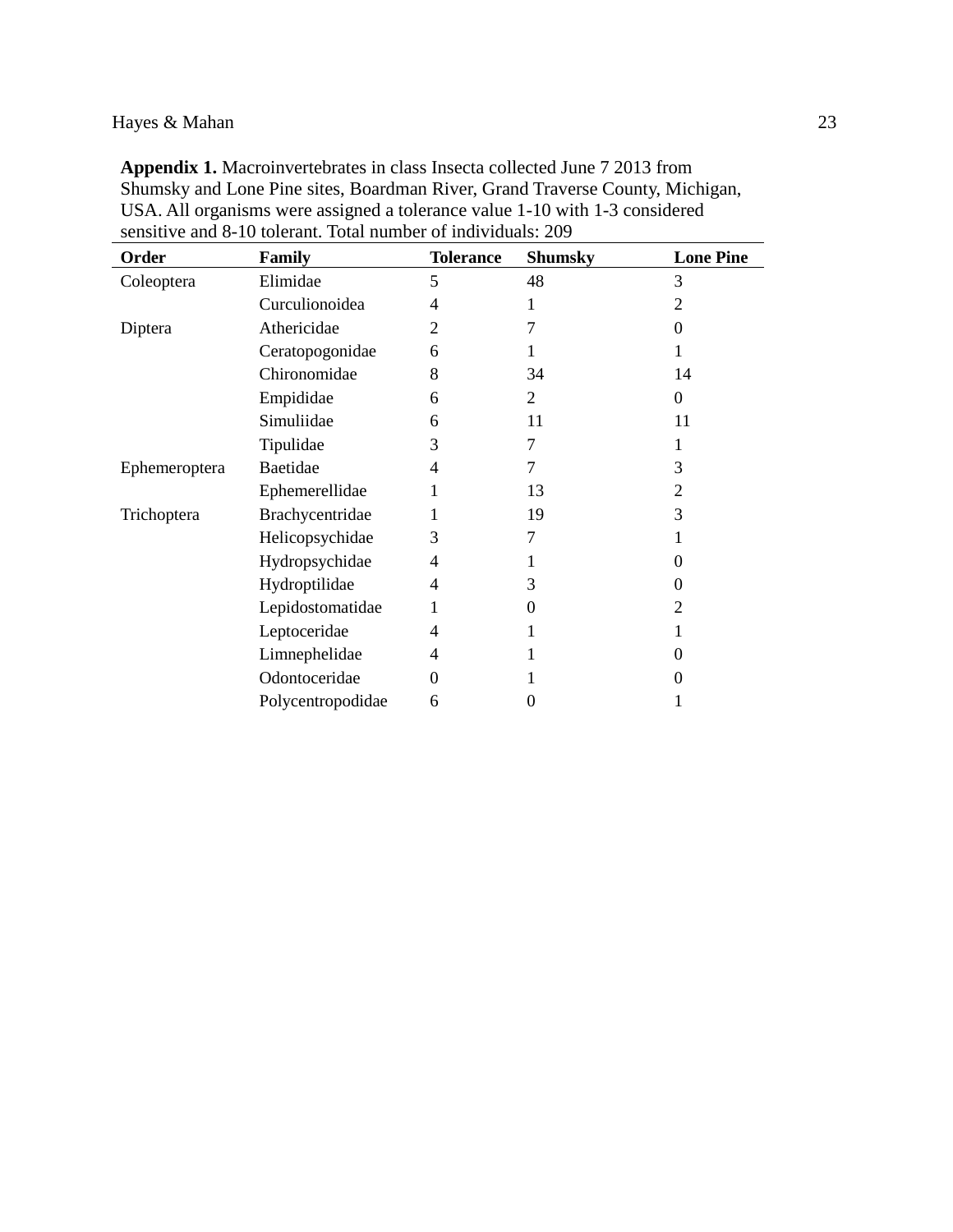**Appendix 1.** Macroinvertebrates in class Insecta collected June 7 2013 from Shumsky and Lone Pine sites, Boardman River, Grand Traverse County, Michigan, USA. All organisms were assigned a tolerance value 1-10 with 1-3 considered sensitive and 8-10 tolerant. Total number of individuals: 209

| Order | Family | Tolerance | Shumsky | Lone Pine |
|---|---|---|---|---|
| Coleoptera | Elimidae | 5 | 48 | 3 |
| | Curculionoidea | 4 | 1 | 2 |
| Diptera | Athericidae | 2 | 7 | 0 |
| | Ceratopogonidae | 6 | 1 | 1 |
| | Chironomidae | 8 | 34 | 14 |
| | Empididae | 6 | 2 | 0 |
| | Simuliidae | 6 | 11 | 11 |
| | Tipulidae | 3 | 7 | 1 |
| Ephemeroptera | Baetidae | 4 | 7 | 3 |
| | Ephemerellidae | 1 | 13 | 2 |
| Trichoptera | Brachycentridae | 1 | 19 | 3 |
| | Helicopsychidae | 3 | 7 | 1 |
| | Hydropsychidae | 4 | 1 | 0 |
| | Hydroptilidae | 4 | 3 | 0 |
| | Lepidostomatidae | 1 | 0 | 2 |
| | Leptoceridae | 4 | 1 | 1 |
| | Limnephelidae | 4 | 1 | 0 |
| | Odontoceridae | 0 | 1 | 0 |
| | Polycentropodidae | 6 | 0 | 1 |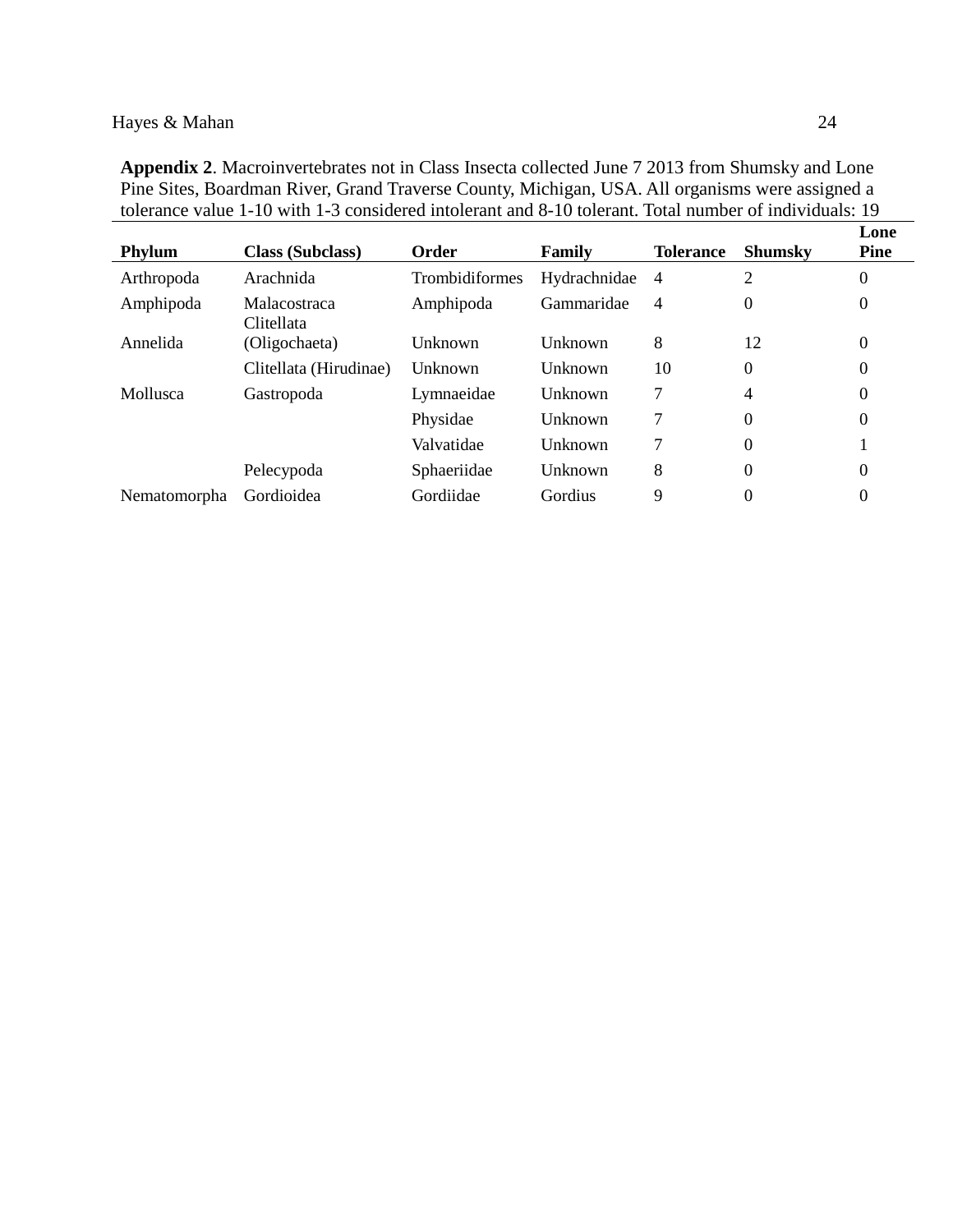**Appendix 2**. Macroinvertebrates not in Class Insecta collected June 7 2013 from Shumsky and Lone Pine Sites, Boardman River, Grand Traverse County, Michigan, USA. All organisms were assigned a tolerance value 1-10 with 1-3 considered intolerant and 8-10 tolerant. Total number of individuals: 19

| Phylum | Class (Subclass) | Order | Family | Tolerance | Shumsky | Lone Pine |
|---|---|---|---|---|---|---|
| Arthropoda | Arachnida | Trombidiformes | Hydrachnidae | 4 | 2 | 0 |
| Amphipoda | Malacostraca | Amphipoda | Gammaridae | 4 | 0 | 0 |
| Annelida | Clitellata (Oligochaeta) | Unknown | Unknown | 8 | 12 | 0 |
| | Clitellata (Hirudinae) | Unknown | Unknown | 10 | 0 | 0 |
| Mollusca | Gastropoda | Lymnaeidae | Unknown | 7 | 4 | 0 |
| | | Physidae | Unknown | 7 | 0 | 0 |
| | | Valvatidae | Unknown | 7 | 0 | 1 |
| | Pelecypoda | Sphaeriidae | Unknown | 8 | 0 | 0 |
| Nematomorpha | Gordioidea | Gordiidae | Gordius | 9 | 0 | 0 |